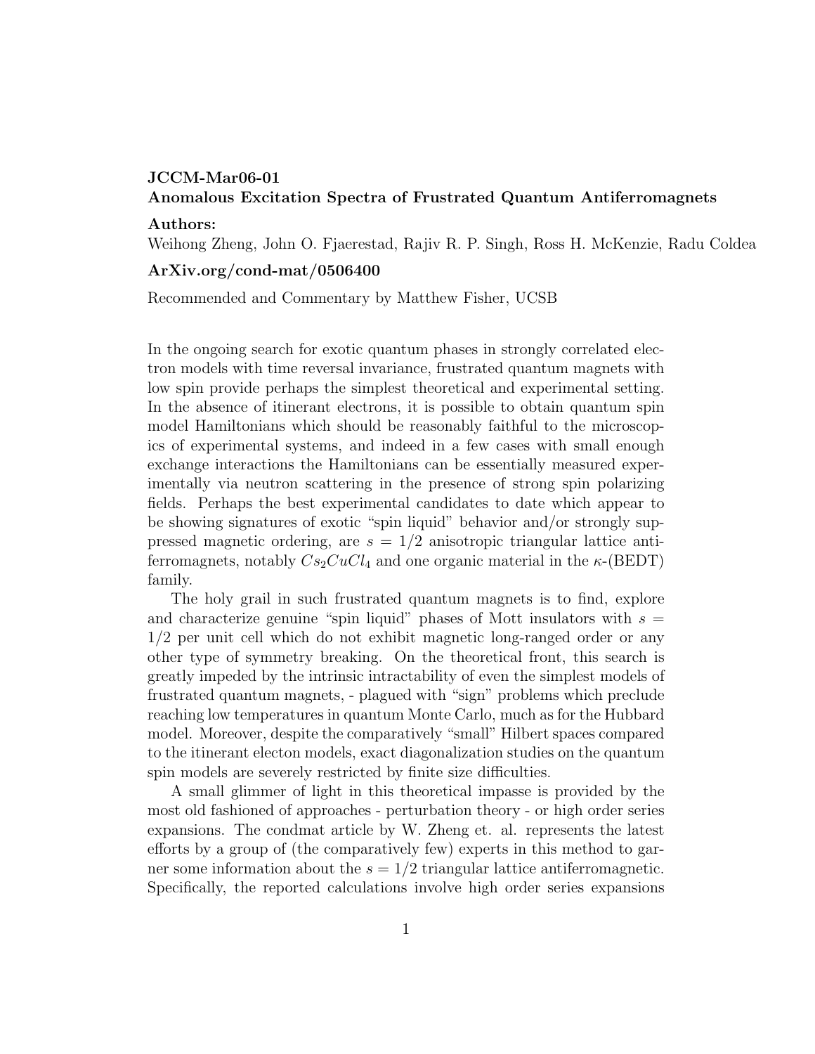**JCCM-Mar06-01**

**Anomalous Excitation Spectra of Frustrated Quantum Antiferromagnets**

**Authors:**

Weihong Zheng, John O. Fjaerestad, Rajiv R. P. Singh, Ross H. McKenzie, Radu Coldea

**ArXiv.org/cond-mat/0506400**

Recommended and Commentary by Matthew Fisher, UCSB

In the ongoing search for exotic quantum phases in strongly correlated electron models with time reversal invariance, frustrated quantum magnets with low spin provide perhaps the simplest theoretical and experimental setting. In the absence of itinerant electrons, it is possible to obtain quantum spin model Hamiltonians which should be reasonably faithful to the microscopics of experimental systems, and indeed in a few cases with small enough exchange interactions the Hamiltonians can be essentially measured experimentally via neutron scattering in the presence of strong spin polarizing fields. Perhaps the best experimental candidates to date which appear to be showing signatures of exotic "spin liquid" behavior and/or strongly suppressed magnetic ordering, are $s = 1/2$ anisotropic triangular lattice antiferromagnets, notably $Cs_2CuCl_4$ and one organic material in the $\kappa$-(BEDT) family.

The holy grail in such frustrated quantum magnets is to find, explore and characterize genuine "spin liquid" phases of Mott insulators with $s = 1/2$ per unit cell which do not exhibit magnetic long-ranged order or any other type of symmetry breaking. On the theoretical front, this search is greatly impeded by the intrinsic intractability of even the simplest models of frustrated quantum magnets, - plagued with "sign" problems which preclude reaching low temperatures in quantum Monte Carlo, much as for the Hubbard model. Moreover, despite the comparatively "small" Hilbert spaces compared to the itinerant electon models, exact diagonalization studies on the quantum spin models are severely restricted by finite size difficulties.

A small glimmer of light in this theoretical impasse is provided by the most old fashioned of approaches - perturbation theory - or high order series expansions. The condmat article by W. Zheng et. al. represents the latest efforts by a group of (the comparatively few) experts in this method to garner some information about the $s = 1/2$ triangular lattice antiferromagnetic. Specifically, the reported calculations involve high order series expansions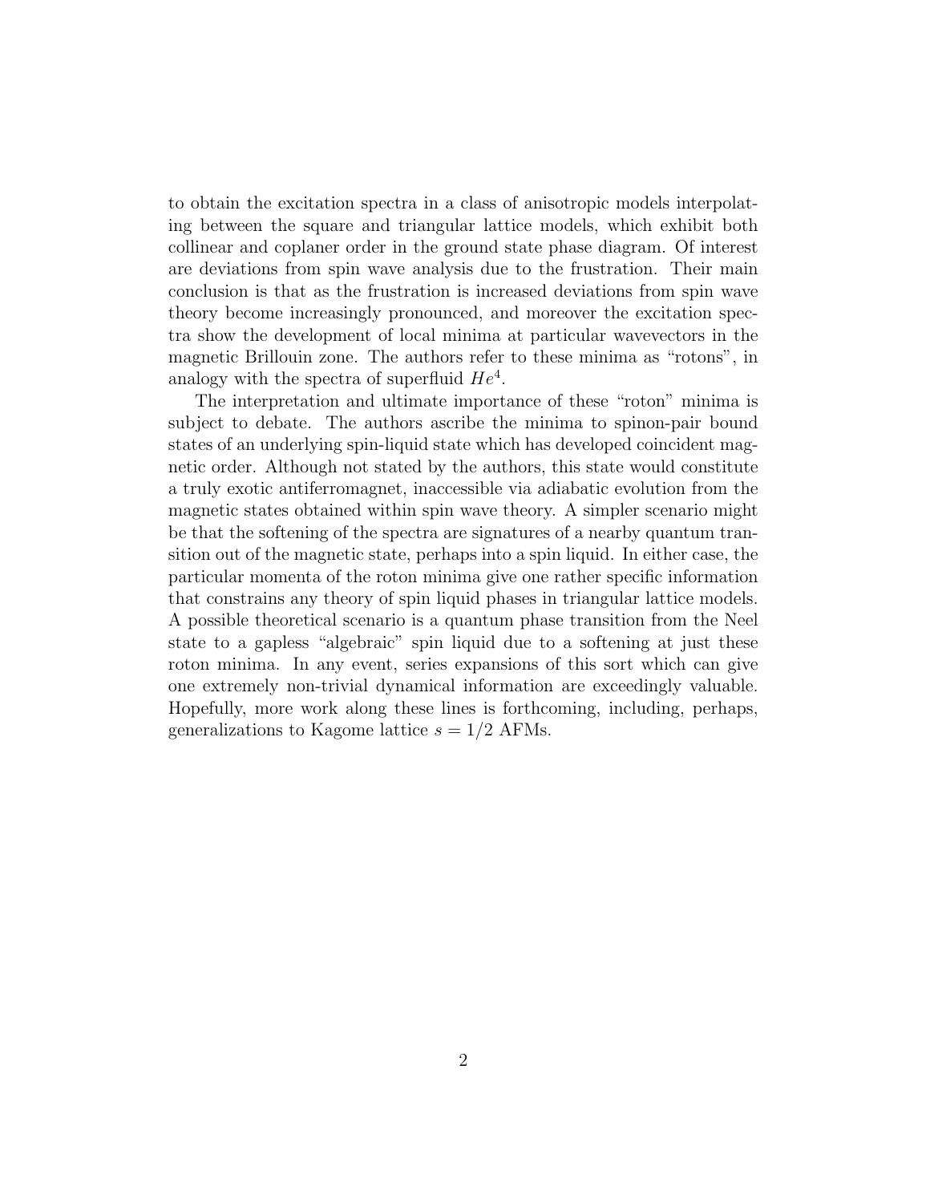to obtain the excitation spectra in a class of anisotropic models interpolating between the square and triangular lattice models, which exhibit both collinear and coplaner order in the ground state phase diagram. Of interest are deviations from spin wave analysis due to the frustration. Their main conclusion is that as the frustration is increased deviations from spin wave theory become increasingly pronounced, and moreover the excitation spectra show the development of local minima at particular wavevectors in the magnetic Brillouin zone. The authors refer to these minima as "rotons", in analogy with the spectra of superfluid $He^4$.

The interpretation and ultimate importance of these "roton" minima is subject to debate. The authors ascribe the minima to spinon-pair bound states of an underlying spin-liquid state which has developed coincident magnetic order. Although not stated by the authors, this state would constitute a truly exotic antiferromagnet, inaccessible via adiabatic evolution from the magnetic states obtained within spin wave theory. A simpler scenario might be that the softening of the spectra are signatures of a nearby quantum transition out of the magnetic state, perhaps into a spin liquid. In either case, the particular momenta of the roton minima give one rather specific information that constrains any theory of spin liquid phases in triangular lattice models. A possible theoretical scenario is a quantum phase transition from the Neel state to a gapless "algebraic" spin liquid due to a softening at just these roton minima. In any event, series expansions of this sort which can give one extremely non-trivial dynamical information are exceedingly valuable. Hopefully, more work along these lines is forthcoming, including, perhaps, generalizations to Kagome lattice $s = 1/2$ AFMs.